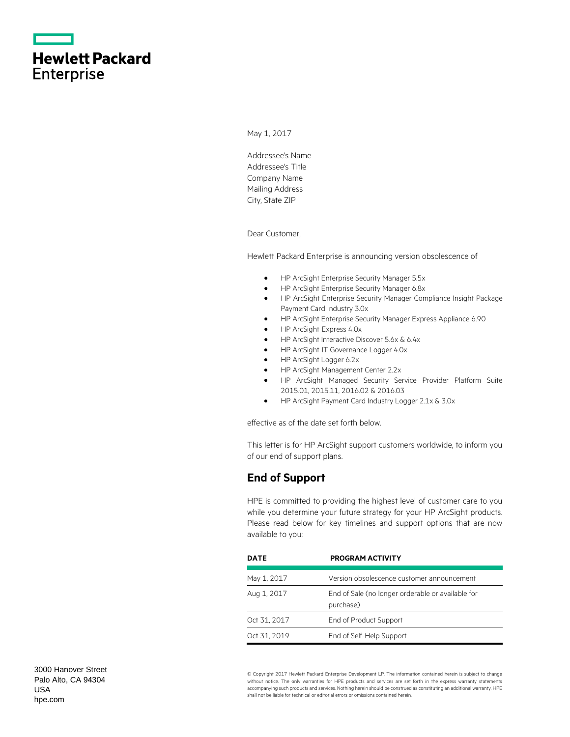**Hewlett Packard Enterprise**

May 1, 2017

Addressee's Name
Addressee's Title
Company Name
Mailing Address
City, State ZIP

Dear Customer,

Hewlett Packard Enterprise is announcing version obsolescence of

- HP ArcSight Enterprise Security Manager 5.5x
- HP ArcSight Enterprise Security Manager 6.8x
- HP ArcSight Enterprise Security Manager Compliance Insight Package Payment Card Industry 3.0x
- HP ArcSight Enterprise Security Manager Express Appliance 6.90
- HP ArcSight Express 4.0x
- HP ArcSight Interactive Discover 5.6x & 6.4x
- HP ArcSight IT Governance Logger 4.0x
- HP ArcSight Logger 6.2x
- HP ArcSight Management Center 2.2x
- HP ArcSight Managed Security Service Provider Platform Suite 2015.01, 2015.11, 2016.02 & 2016.03
- HP ArcSight Payment Card Industry Logger 2.1x & 3.0x

effective as of the date set forth below.

This letter is for HP ArcSight support customers worldwide, to inform you of our end of support plans.

## End of Support

HPE is committed to providing the highest level of customer care to you while you determine your future strategy for your HP ArcSight products. Please read below for key timelines and support options that are now available to you:

| DATE | PROGRAM ACTIVITY |
| --- | --- |
| May 1, 2017 | Version obsolescence customer announcement |
| Aug 1, 2017 | End of Sale (no longer orderable or available for purchase) |
| Oct 31, 2017 | End of Product Support |
| Oct 31, 2019 | End of Self-Help Support |

3000 Hanover Street
Palo Alto, CA 94304
USA
hpe.com

© Copyright 2017 Hewlett Packard Enterprise Development LP. The information contained herein is subject to change without notice. The only warranties for HPE products and services are set forth in the express warranty statements accompanying such products and services. Nothing herein should be construed as constituting an additional warranty. HPE shall not be liable for technical or editorial errors or omissions contained herein.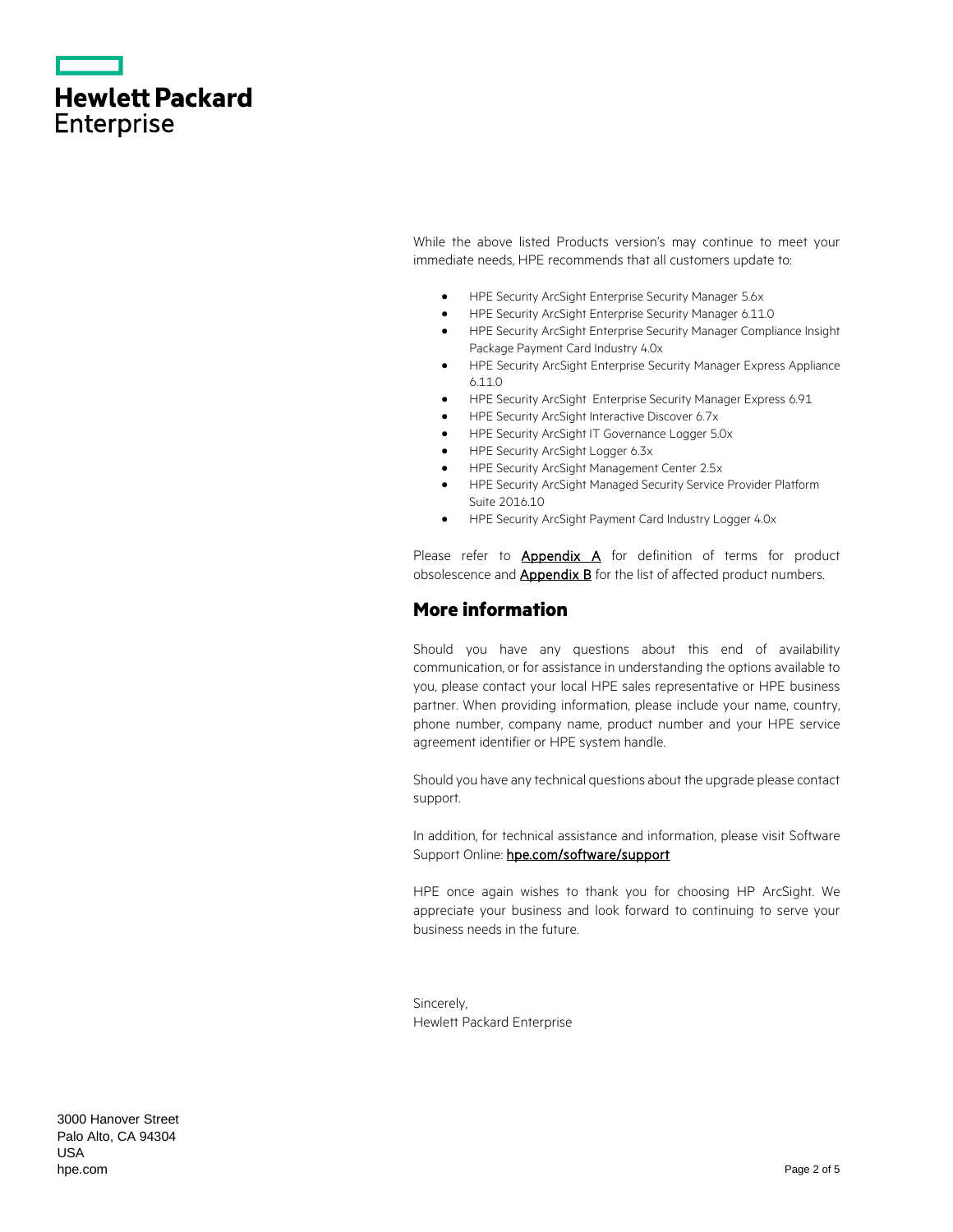While the above listed Products version's may continue to meet your immediate needs, HPE recommends that all customers update to:

- HPE Security ArcSight Enterprise Security Manager 5.6x
- HPE Security ArcSight Enterprise Security Manager 6.11.0
- HPE Security ArcSight Enterprise Security Manager Compliance Insight Package Payment Card Industry 4.0x
- HPE Security ArcSight Enterprise Security Manager Express Appliance 6.11.0
- HPE Security ArcSight Enterprise Security Manager Express 6.91
- HPE Security ArcSight Interactive Discover 6.7x
- HPE Security ArcSight IT Governance Logger 5.0x
- HPE Security ArcSight Logger 6.3x
- HPE Security ArcSight Management Center 2.5x
- HPE Security ArcSight Managed Security Service Provider Platform Suite 2016.10
- HPE Security ArcSight Payment Card Industry Logger 4.0x

Please refer to **Appendix A** for definition of terms for product obsolescence and **Appendix B** for the list of affected product numbers.

## More information

Should you have any questions about this end of availability communication, or for assistance in understanding the options available to you, please contact your local HPE sales representative or HPE business partner. When providing information, please include your name, country, phone number, company name, product number and your HPE service agreement identifier or HPE system handle.

Should you have any technical questions about the upgrade please contact support.

In addition, for technical assistance and information, please visit Software Support Online: **hpe.com/software/support**

HPE once again wishes to thank you for choosing HP ArcSight. We appreciate your business and look forward to continuing to serve your business needs in the future.

Sincerely,
Hewlett Packard Enterprise

3000 Hanover Street
Palo Alto, CA 94304
USA
hpe.com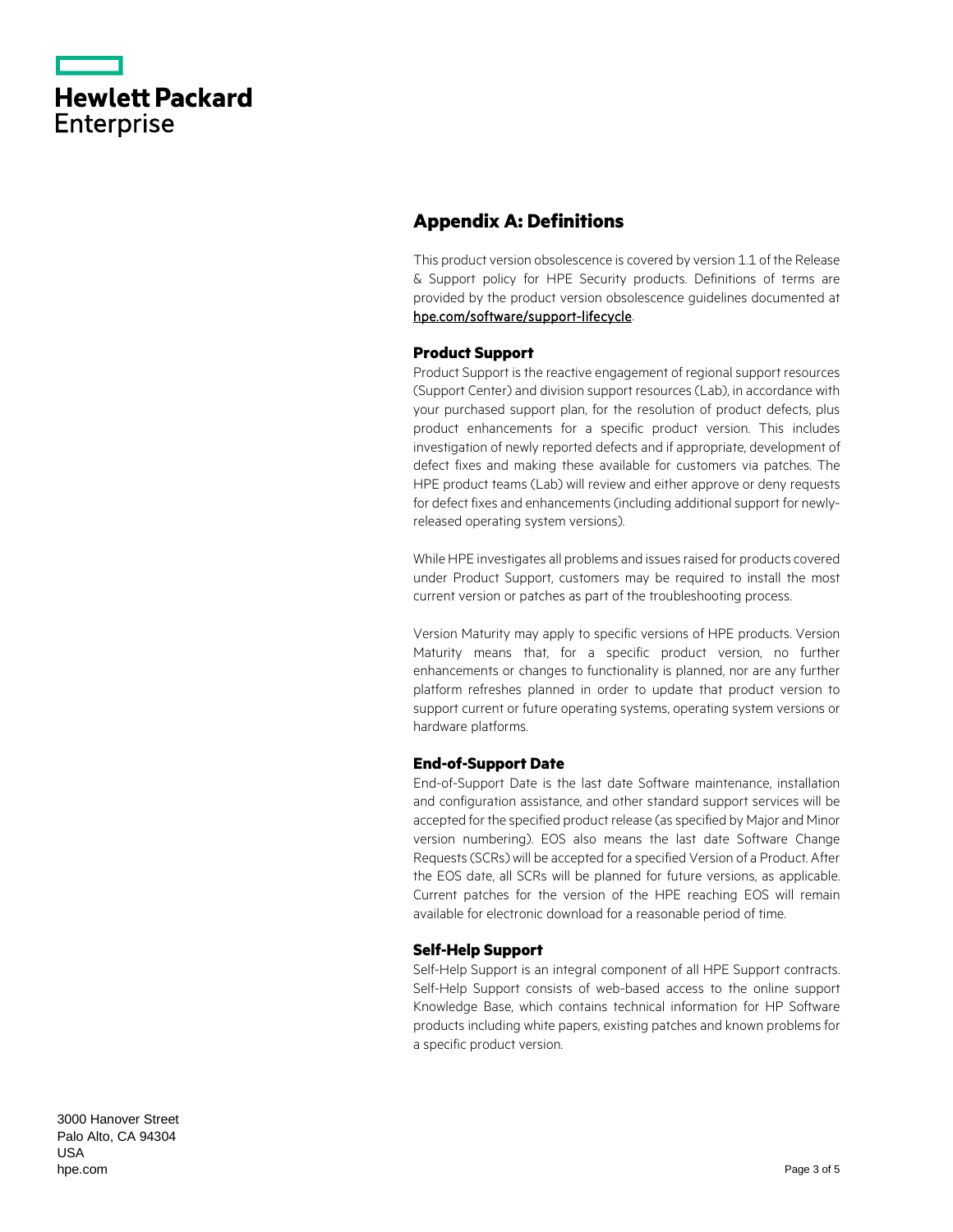## Appendix A: Definitions

This product version obsolescence is covered by version 1.1 of the Release & Support policy for HPE Security products. Definitions of terms are provided by the product version obsolescence guidelines documented at hpe.com/software/support-lifecycle.

### Product Support

Product Support is the reactive engagement of regional support resources (Support Center) and division support resources (Lab), in accordance with your purchased support plan, for the resolution of product defects, plus product enhancements for a specific product version. This includes investigation of newly reported defects and if appropriate, development of defect fixes and making these available for customers via patches. The HPE product teams (Lab) will review and either approve or deny requests for defect fixes and enhancements (including additional support for newly-released operating system versions).

While HPE investigates all problems and issues raised for products covered under Product Support, customers may be required to install the most current version or patches as part of the troubleshooting process.

Version Maturity may apply to specific versions of HPE products. Version Maturity means that, for a specific product version, no further enhancements or changes to functionality is planned, nor are any further platform refreshes planned in order to update that product version to support current or future operating systems, operating system versions or hardware platforms.

### End-of-Support Date

End-of-Support Date is the last date Software maintenance, installation and configuration assistance, and other standard support services will be accepted for the specified product release (as specified by Major and Minor version numbering). EOS also means the last date Software Change Requests (SCRs) will be accepted for a specified Version of a Product. After the EOS date, all SCRs will be planned for future versions, as applicable. Current patches for the version of the HPE reaching EOS will remain available for electronic download for a reasonable period of time.

### Self-Help Support

Self-Help Support is an integral component of all HPE Support contracts. Self-Help Support consists of web-based access to the online support Knowledge Base, which contains technical information for HP Software products including white papers, existing patches and known problems for a specific product version.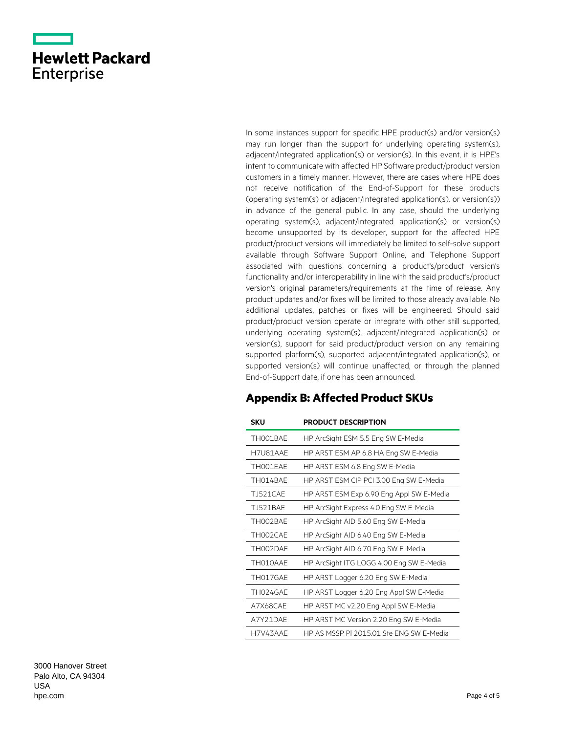In some instances support for specific HPE product(s) and/or version(s) may run longer than the support for underlying operating system(s), adjacent/integrated application(s) or version(s). In this event, it is HPE's intent to communicate with affected HP Software product/product version customers in a timely manner. However, there are cases where HPE does not receive notification of the End-of-Support for these products (operating system(s) or adjacent/integrated application(s), or version(s)) in advance of the general public. In any case, should the underlying operating system(s), adjacent/integrated application(s) or version(s) become unsupported by its developer, support for the affected HPE product/product versions will immediately be limited to self-solve support available through Software Support Online, and Telephone Support associated with questions concerning a product's/product version's functionality and/or interoperability in line with the said product's/product version's original parameters/requirements at the time of release. Any product updates and/or fixes will be limited to those already available. No additional updates, patches or fixes will be engineered. Should said product/product version operate or integrate with other still supported, underlying operating system(s), adjacent/integrated application(s) or version(s), support for said product/product version on any remaining supported platform(s), supported adjacent/integrated application(s), or supported version(s) will continue unaffected, or through the planned End-of-Support date, if one has been announced.

## Appendix B: Affected Product SKUs

| SKU | PRODUCT DESCRIPTION |
| --- | --- |
| TH001BAE | HP ArcSight ESM 5.5 Eng SW E-Media |
| H7U81AAE | HP ARST ESM AP 6.8 HA Eng SW E-Media |
| TH001EAE | HP ARST ESM 6.8 Eng SW E-Media |
| TH014BAE | HP ARST ESM CIP PCI 3.00 Eng SW E-Media |
| TJ521CAE | HP ARST ESM Exp 6.90 Eng Appl SW E-Media |
| TJ521BAE | HP ArcSight Express 4.0 Eng SW E-Media |
| TH002BAE | HP ArcSight AID 5.60 Eng SW E-Media |
| TH002CAE | HP ArcSight AID 6.40 Eng SW E-Media |
| TH002DAE | HP ArcSight AID 6.70 Eng SW E-Media |
| TH010AAE | HP ArcSight ITG LOGG 4.00 Eng SW E-Media |
| TH017GAE | HP ARST Logger 6.20 Eng SW E-Media |
| TH024GAE | HP ARST Logger 6.20 Eng Appl SW E-Media |
| A7X68CAE | HP ARST MC v2.20 Eng Appl SW E-Media |
| A7Y21DAE | HP ARST MC Version 2.20 Eng SW E-Media |
| H7V43AAE | HP AS MSSP PI 2015.01 Ste ENG SW E-Media |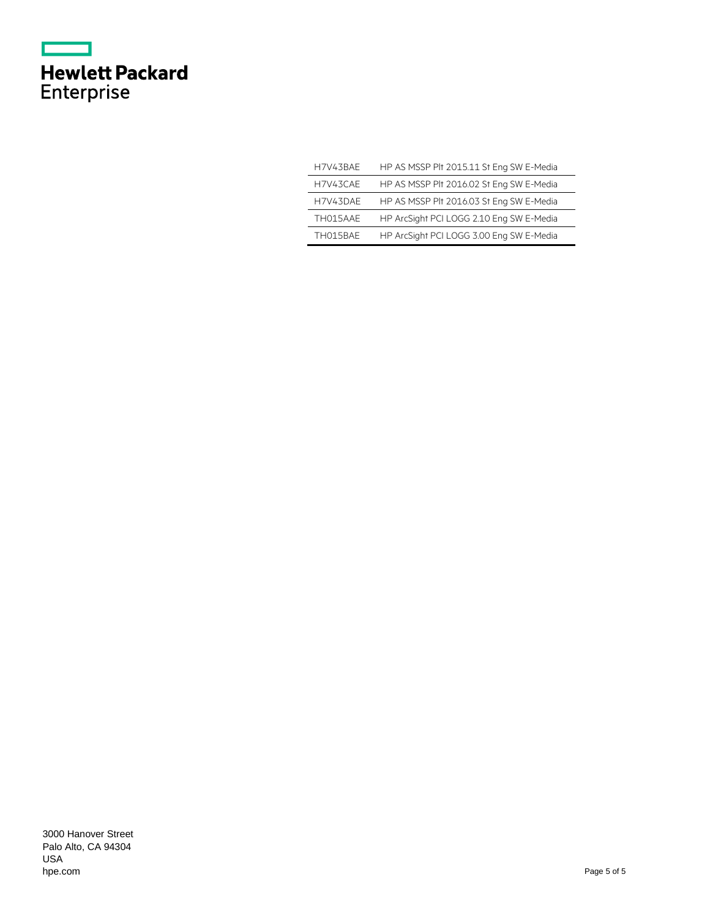**Hewlett Packard Enterprise**

| | |
|---|---|
| H7V43BAE | HP AS MSSP Plt 2015.11 St Eng SW E-Media |
| H7V43CAE | HP AS MSSP Plt 2016.02 St Eng SW E-Media |
| H7V43DAE | HP AS MSSP Plt 2016.03 St Eng SW E-Media |
| TH015AAE | HP ArcSight PCI LOGG 2.10 Eng SW E-Media |
| TH015BAE | HP ArcSight PCI LOGG 3.00 Eng SW E-Media |

3000 Hanover Street
Palo Alto, CA 94304
USA
hpe.com